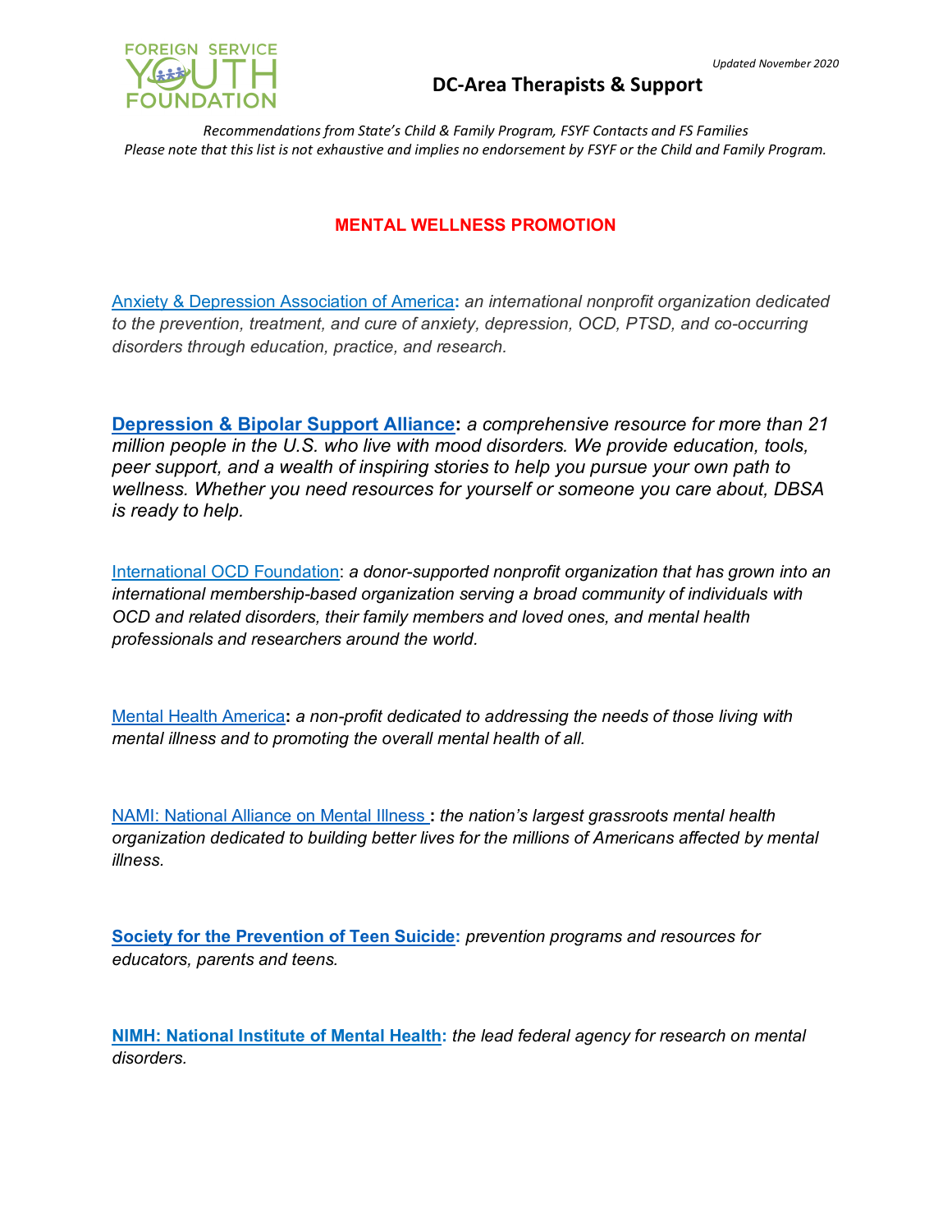FOREIGN SERVICE YOUTH FOUNDATION

*Updated November 2020*

# DC-Area Therapists & Support

*Recommendations from State's Child & Family Program, FSYF Contacts and FS Families*
*Please note that this list is not exhaustive and implies no endorsement by FSYF or the Child and Family Program.*

## MENTAL WELLNESS PROMOTION

Anxiety & Depression Association of America**:** *an international nonprofit organization dedicated to the prevention, treatment, and cure of anxiety, depression, OCD, PTSD, and co-occurring disorders through education, practice, and research.*

**Depression & Bipolar Support Alliance:** *a comprehensive resource for more than 21 million people in the U.S. who live with mood disorders. We provide education, tools, peer support, and a wealth of inspiring stories to help you pursue your own path to wellness. Whether you need resources for yourself or someone you care about, DBSA is ready to help.*

International OCD Foundation: *a donor-supported nonprofit organization that has grown into an international membership-based organization serving a broad community of individuals with OCD and related disorders, their family members and loved ones, and mental health professionals and researchers around the world.*

Mental Health America**:** *a non-profit dedicated to addressing the needs of those living with mental illness and to promoting the overall mental health of all.*

NAMI: National Alliance on Mental Illness **:** *the nation's largest grassroots mental health organization dedicated to building better lives for the millions of Americans affected by mental illness.*

**Society for the Prevention of Teen Suicide:** *prevention programs and resources for educators, parents and teens.*

**NIMH: National Institute of Mental Health:** *the lead federal agency for research on mental disorders.*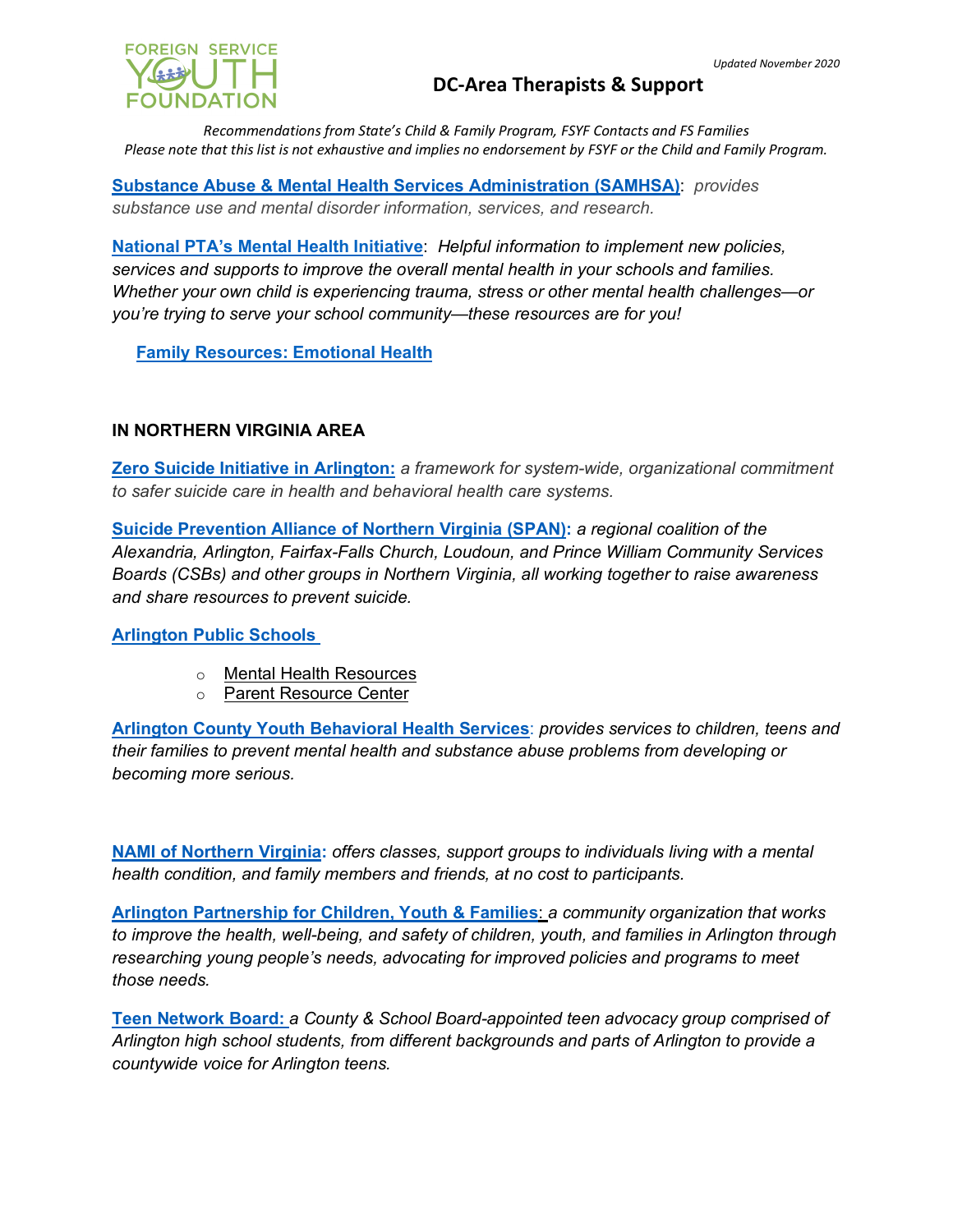Updated November 2020

# DC-Area Therapists & Support

*Recommendations from State's Child & Family Program, FSYF Contacts and FS Families*
*Please note that this list is not exhaustive and implies no endorsement by FSYF or the Child and Family Program.*

**Substance Abuse & Mental Health Services Administration (SAMHSA)**: *provides substance use and mental disorder information, services, and research.*

**National PTA's Mental Health Initiative**: *Helpful information to implement new policies, services and supports to improve the overall mental health in your schools and families. Whether your own child is experiencing trauma, stress or other mental health challenges—or you're trying to serve your school community—these resources are for you!*

**Family Resources: Emotional Health**

## IN NORTHERN VIRGINIA AREA

**Zero Suicide Initiative in Arlington:** *a framework for system-wide, organizational commitment to safer suicide care in health and behavioral health care systems.*

**Suicide Prevention Alliance of Northern Virginia (SPAN):** *a regional coalition of the Alexandria, Arlington, Fairfax-Falls Church, Loudoun, and Prince William Community Services Boards (CSBs) and other groups in Northern Virginia, all working together to raise awareness and share resources to prevent suicide.*

**Arlington Public Schools**

- Mental Health Resources
- Parent Resource Center

**Arlington County Youth Behavioral Health Services**: *provides services to children, teens and their families to prevent mental health and substance abuse problems from developing or becoming more serious.*

**NAMI of Northern Virginia:** *offers classes, support groups to individuals living with a mental health condition, and family members and friends, at no cost to participants.*

**Arlington Partnership for Children, Youth & Families**: *a community organization that works to improve the health, well-being, and safety of children, youth, and families in Arlington through researching young people's needs, advocating for improved policies and programs to meet those needs.*

**Teen Network Board:** *a County & School Board-appointed teen advocacy group comprised of Arlington high school students, from different backgrounds and parts of Arlington to provide a countywide voice for Arlington teens.*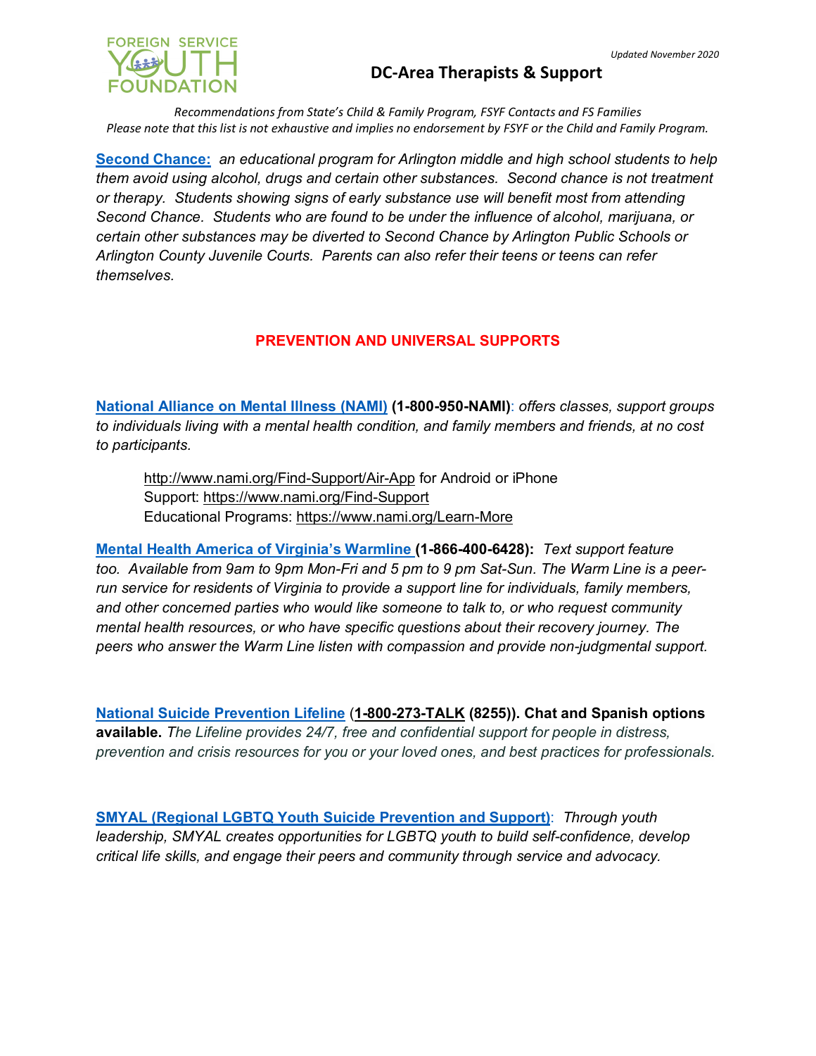**Second Chance:** *an educational program for Arlington middle and high school students to help them avoid using alcohol, drugs and certain other substances. Second chance is not treatment or therapy. Students showing signs of early substance use will benefit most from attending Second Chance. Students who are found to be under the influence of alcohol, marijuana, or certain other substances may be diverted to Second Chance by Arlington Public Schools or Arlington County Juvenile Courts. Parents can also refer their teens or teens can refer themselves.*

## PREVENTION AND UNIVERSAL SUPPORTS

**National Alliance on Mental Illness (NAMI) (1-800-950-NAMI)**: *offers classes, support groups to individuals living with a mental health condition, and family members and friends, at no cost to participants.*

> http://www.nami.org/Find-Support/Air-App for Android or iPhone
> Support: https://www.nami.org/Find-Support
> Educational Programs: https://www.nami.org/Learn-More

**Mental Health America of Virginia's Warmline (1-866-400-6428):** *Text support feature too. Available from 9am to 9pm Mon-Fri and 5 pm to 9 pm Sat-Sun. The Warm Line is a peer-run service for residents of Virginia to provide a support line for individuals, family members, and other concerned parties who would like someone to talk to, or who request community mental health resources, or who have specific questions about their recovery journey. The peers who answer the Warm Line listen with compassion and provide non-judgmental support.*

**National Suicide Prevention Lifeline (1-800-273-TALK (8255)). Chat and Spanish options available.** *The Lifeline provides 24/7, free and confidential support for people in distress, prevention and crisis resources for you or your loved ones, and best practices for professionals.*

**SMYAL (Regional LGBTQ Youth Suicide Prevention and Support)**: *Through youth leadership, SMYAL creates opportunities for LGBTQ youth to build self-confidence, develop critical life skills, and engage their peers and community through service and advocacy.*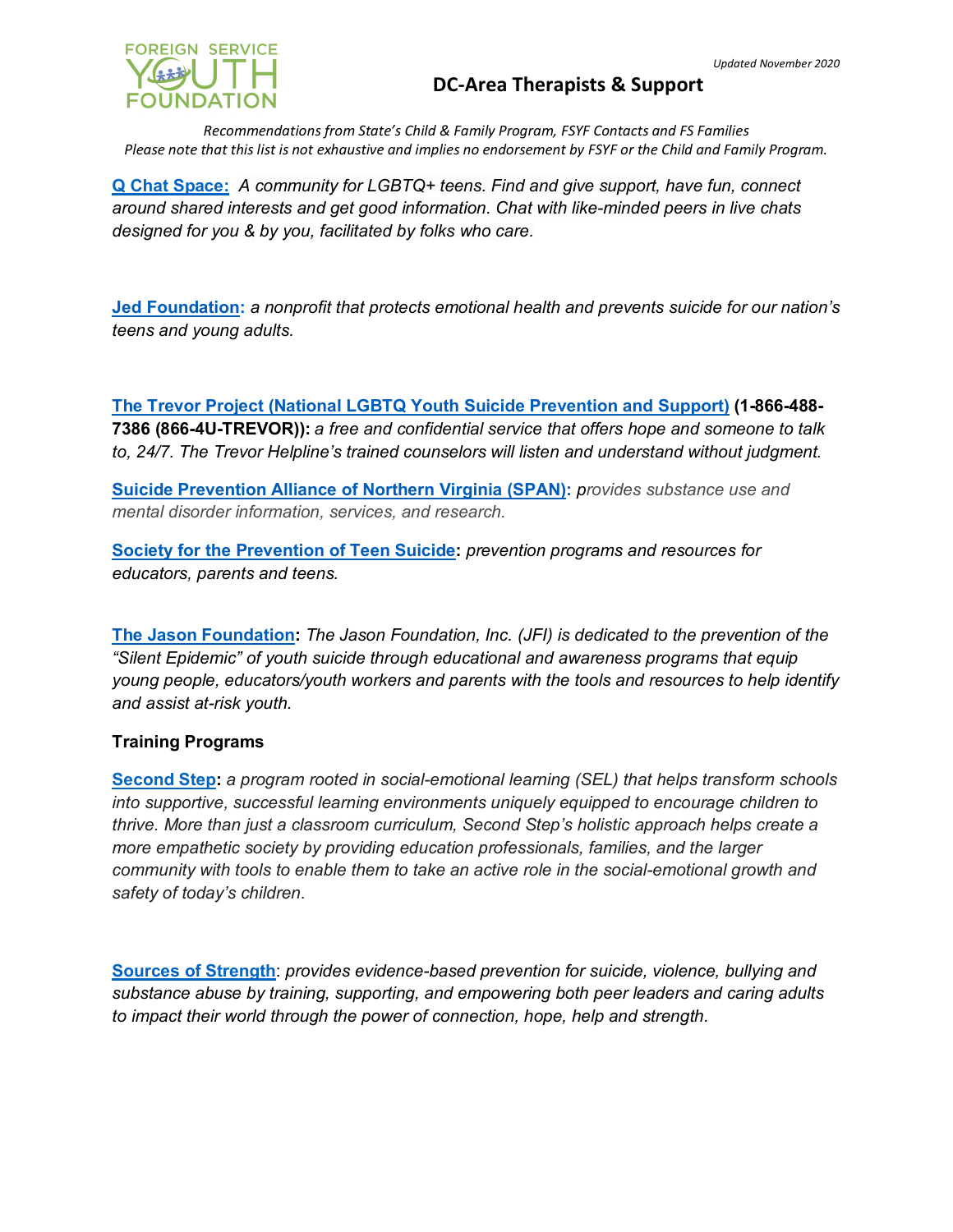Updated November 2020

# DC-Area Therapists & Support

*Recommendations from State's Child & Family Program, FSYF Contacts and FS Families*
*Please note that this list is not exhaustive and implies no endorsement by FSYF or the Child and Family Program.*

**Q Chat Space:** *A community for LGBTQ+ teens. Find and give support, have fun, connect around shared interests and get good information. Chat with like-minded peers in live chats designed for you & by you, facilitated by folks who care.*

**Jed Foundation:** *a nonprofit that protects emotional health and prevents suicide for our nation's teens and young adults.*

**The Trevor Project (National LGBTQ Youth Suicide Prevention and Support) (1-866-488-7386 (866-4U-TREVOR)):** *a free and confidential service that offers hope and someone to talk to, 24/7. The Trevor Helpline's trained counselors will listen and understand without judgment.*

**Suicide Prevention Alliance of Northern Virginia (SPAN):** *provides substance use and mental disorder information, services, and research.*

**Society for the Prevention of Teen Suicide:** *prevention programs and resources for educators, parents and teens.*

**The Jason Foundation:** *The Jason Foundation, Inc. (JFI) is dedicated to the prevention of the "Silent Epidemic" of youth suicide through educational and awareness programs that equip young people, educators/youth workers and parents with the tools and resources to help identify and assist at-risk youth.*

### Training Programs

**Second Step:** *a program rooted in social-emotional learning (SEL) that helps transform schools into supportive, successful learning environments uniquely equipped to encourage children to thrive. More than just a classroom curriculum, Second Step's holistic approach helps create a more empathetic society by providing education professionals, families, and the larger community with tools to enable them to take an active role in the social-emotional growth and safety of today's children.*

**Sources of Strength:** *provides evidence-based prevention for suicide, violence, bullying and substance abuse by training, supporting, and empowering both peer leaders and caring adults to impact their world through the power of connection, hope, help and strength.*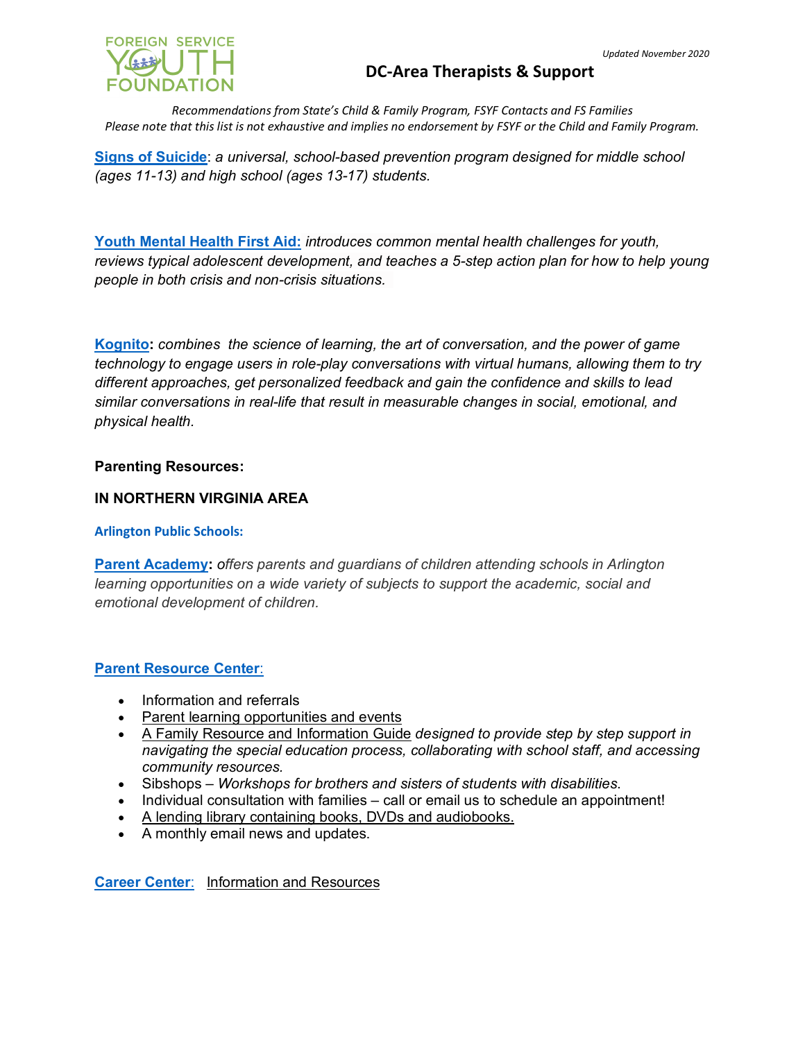Updated November 2020

# DC-Area Therapists & Support

*Recommendations from State's Child & Family Program, FSYF Contacts and FS Families*
*Please note that this list is not exhaustive and implies no endorsement by FSYF or the Child and Family Program.*

**Signs of Suicide**: *a universal, school-based prevention program designed for middle school (ages 11-13) and high school (ages 13-17) students.*

**Youth Mental Health First Aid:** *introduces common mental health challenges for youth, reviews typical adolescent development, and teaches a 5-step action plan for how to help young people in both crisis and non-crisis situations.*

**Kognito**: *combines the science of learning, the art of conversation, and the power of game technology to engage users in role-play conversations with virtual humans, allowing them to try different approaches, get personalized feedback and gain the confidence and skills to lead similar conversations in real-life that result in measurable changes in social, emotional, and physical health.*

**Parenting Resources:**

## IN NORTHERN VIRGINIA AREA

### Arlington Public Schools:

**Parent Academy**: *offers parents and guardians of children attending schools in Arlington learning opportunities on a wide variety of subjects to support the academic, social and emotional development of children.*

**Parent Resource Center**:

- Information and referrals
- Parent learning opportunities and events
- A Family Resource and Information Guide *designed to provide step by step support in navigating the special education process, collaborating with school staff, and accessing community resources.*
- Sibshops – *Workshops for brothers and sisters of students with disabilities*.
- Individual consultation with families – call or email us to schedule an appointment!
- A lending library containing books, DVDs and audiobooks.
- A monthly email news and updates.

**Career Center**: Information and Resources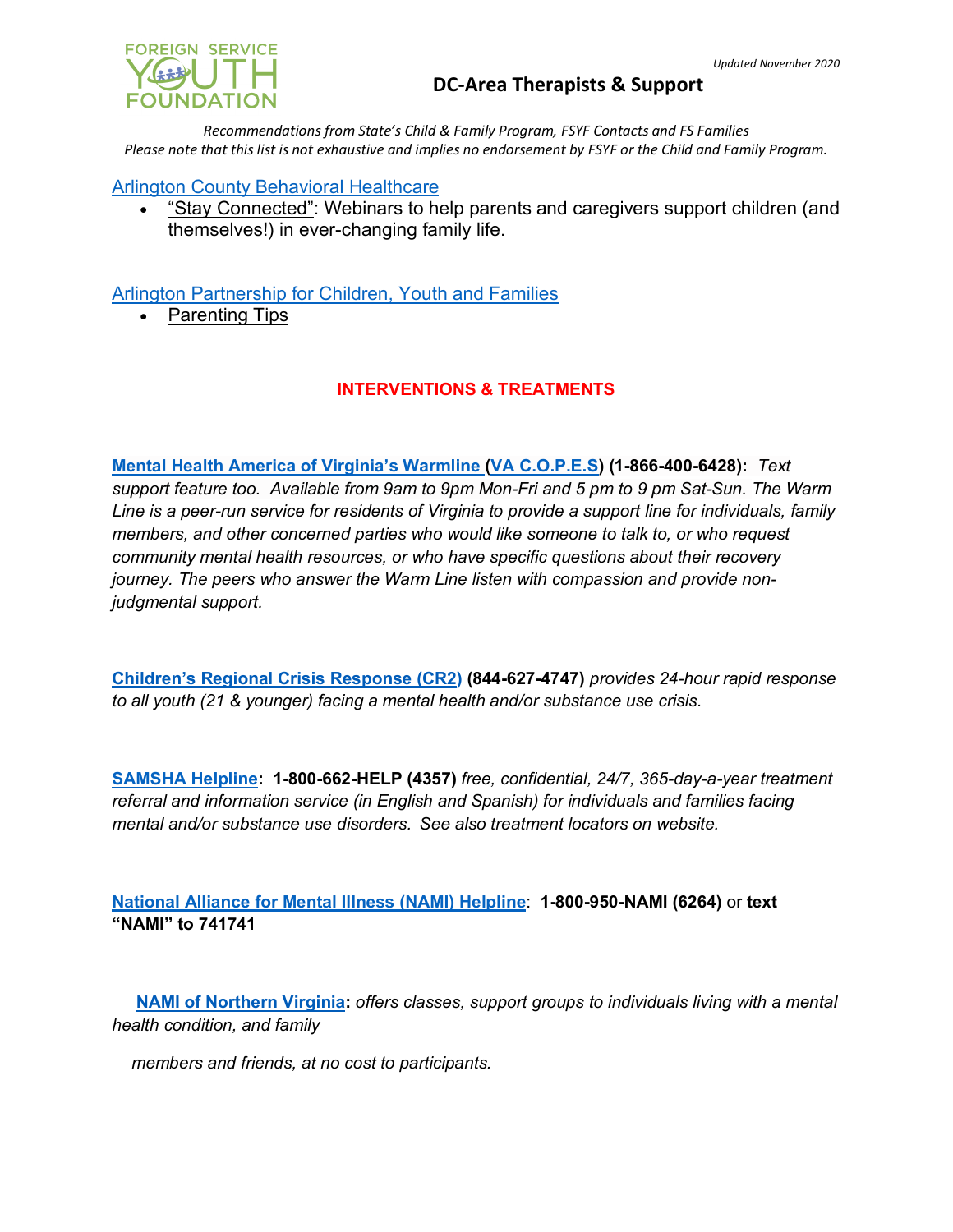Updated November 2020

# DC-Area Therapists & Support

*Recommendations from State's Child & Family Program, FSYF Contacts and FS Families*
*Please note that this list is not exhaustive and implies no endorsement by FSYF or the Child and Family Program.*

Arlington County Behavioral Healthcare

- "Stay Connected": Webinars to help parents and caregivers support children (and themselves!) in ever-changing family life.

Arlington Partnership for Children, Youth and Families

- Parenting Tips

## INTERVENTIONS & TREATMENTS

**Mental Health America of Virginia's Warmline (VA C.O.P.E.S) (1-866-400-6428):** *Text support feature too. Available from 9am to 9pm Mon-Fri and 5 pm to 9 pm Sat-Sun. The Warm Line is a peer-run service for residents of Virginia to provide a support line for individuals, family members, and other concerned parties who would like someone to talk to, or who request community mental health resources, or who have specific questions about their recovery journey. The peers who answer the Warm Line listen with compassion and provide non-judgmental support.*

**Children's Regional Crisis Response (CR2) (844-627-4747)** *provides 24-hour rapid response to all youth (21 & younger) facing a mental health and/or substance use crisis.*

**SAMSHA Helpline: 1-800-662-HELP (4357)** *free, confidential, 24/7, 365-day-a-year treatment referral and information service (in English and Spanish) for individuals and families facing mental and/or substance use disorders. See also treatment locators on website.*

**National Alliance for Mental Illness (NAMI) Helpline**: **1-800-950-NAMI (6264)** or **text "NAMI" to 741741**

**NAMI of Northern Virginia:** *offers classes, support groups to individuals living with a mental health condition, and family members and friends, at no cost to participants.*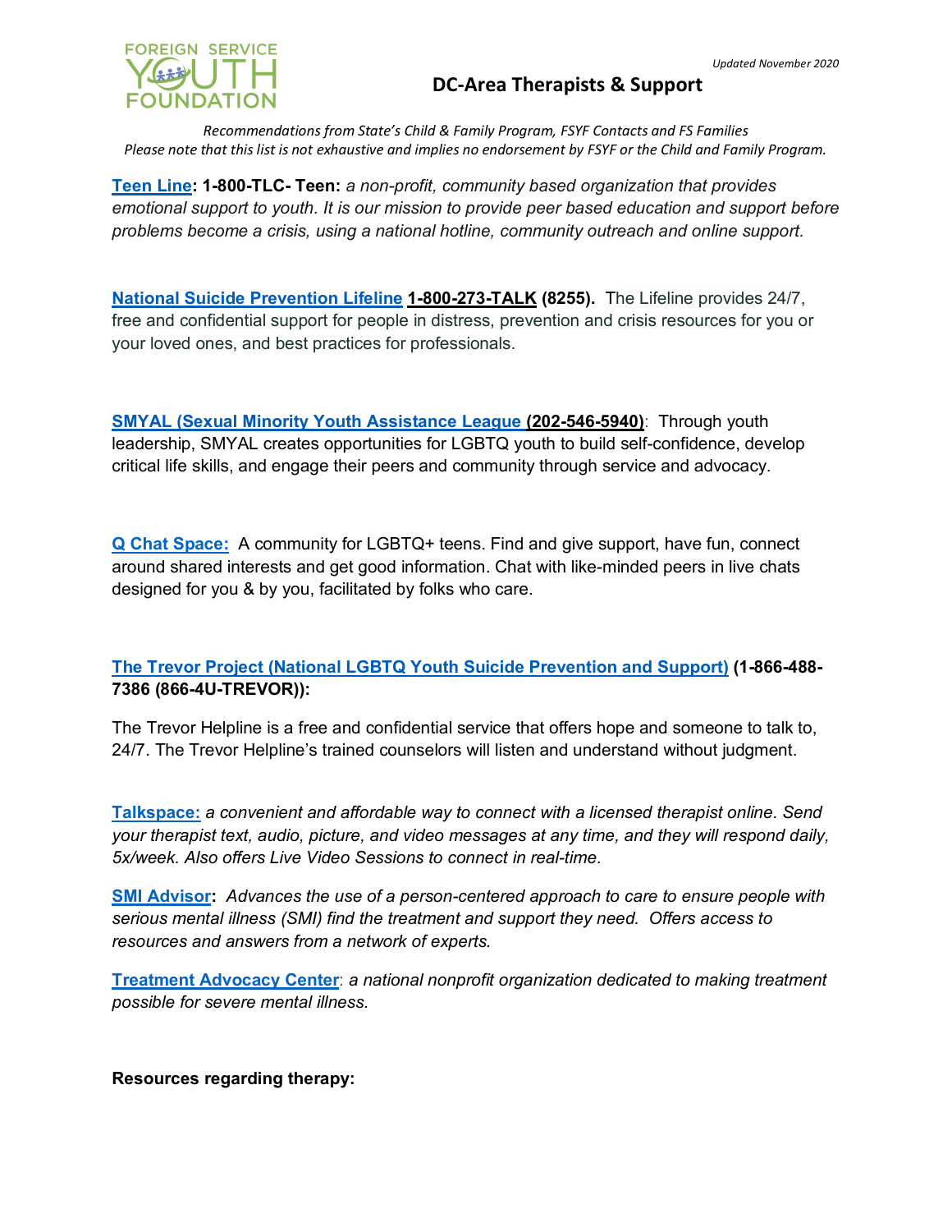Updated November 2020

## DC-Area Therapists & Support

*Recommendations from State's Child & Family Program, FSYF Contacts and FS Families*
*Please note that this list is not exhaustive and implies no endorsement by FSYF or the Child and Family Program.*

**Teen Line: 1-800-TLC- Teen:** *a non-profit, community based organization that provides emotional support to youth. It is our mission to provide peer based education and support before problems become a crisis, using a national hotline, community outreach and online support.*

**National Suicide Prevention Lifeline 1-800-273-TALK (8255).** The Lifeline provides 24/7, free and confidential support for people in distress, prevention and crisis resources for you or your loved ones, and best practices for professionals.

**SMYAL (Sexual Minority Youth Assistance League (202-546-5940)**: Through youth leadership, SMYAL creates opportunities for LGBTQ youth to build self-confidence, develop critical life skills, and engage their peers and community through service and advocacy.

**Q Chat Space:** A community for LGBTQ+ teens. Find and give support, have fun, connect around shared interests and get good information. Chat with like-minded peers in live chats designed for you & by you, facilitated by folks who care.

**The Trevor Project (National LGBTQ Youth Suicide Prevention and Support) (1-866-488-7386 (866-4U-TREVOR)):**

The Trevor Helpline is a free and confidential service that offers hope and someone to talk to, 24/7. The Trevor Helpline's trained counselors will listen and understand without judgment.

**Talkspace:** *a convenient and affordable way to connect with a licensed therapist online. Send your therapist text, audio, picture, and video messages at any time, and they will respond daily, 5x/week. Also offers Live Video Sessions to connect in real-time.*

**SMI Advisor:** *Advances the use of a person-centered approach to care to ensure people with serious mental illness (SMI) find the treatment and support they need. Offers access to resources and answers from a network of experts.*

**Treatment Advocacy Center**: *a national nonprofit organization dedicated to making treatment possible for severe mental illness.*

**Resources regarding therapy:**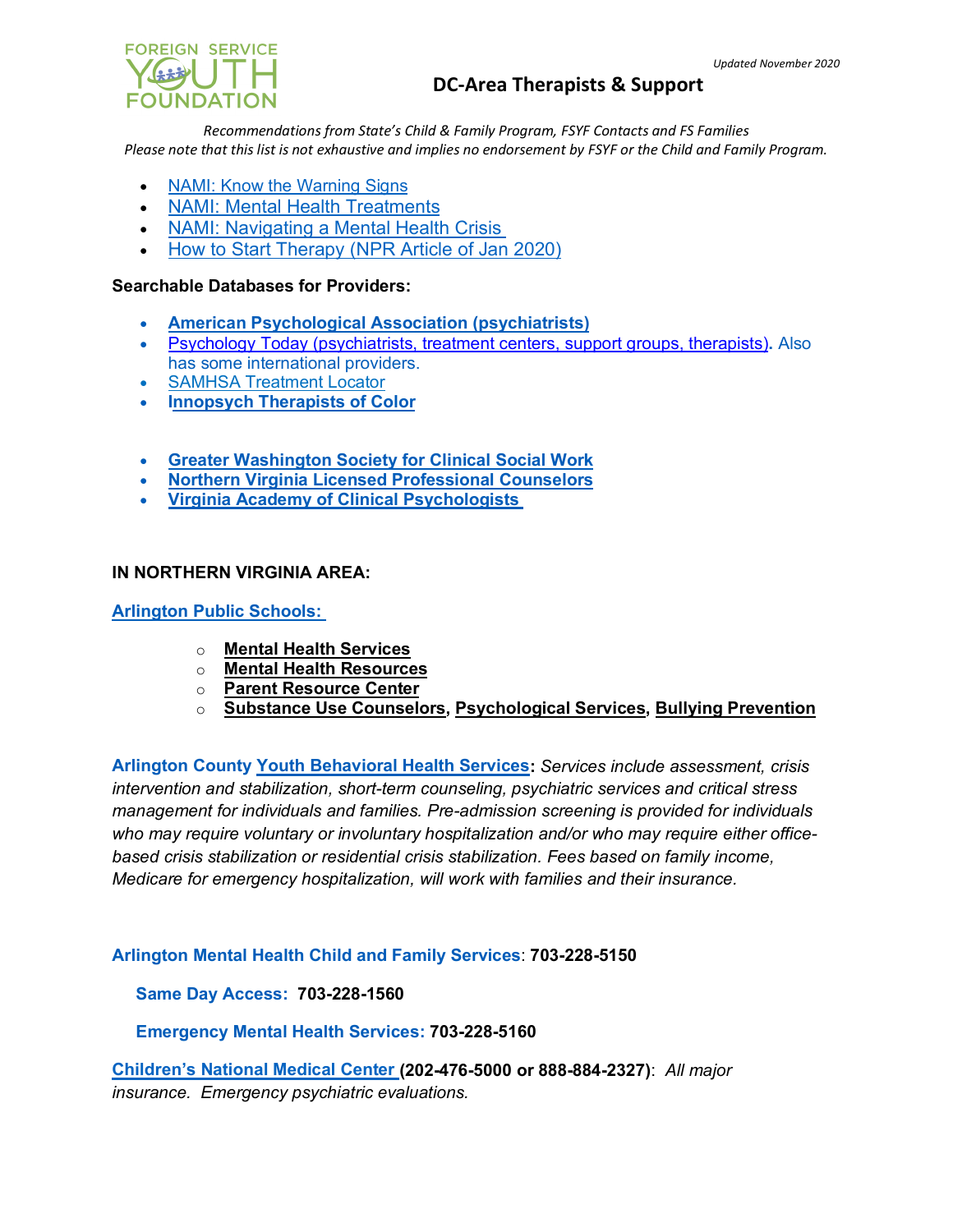*Updated November 2020*

FOREIGN SERVICE YOUTH FOUNDATION

# DC-Area Therapists & Support

*Recommendations from State's Child & Family Program, FSYF Contacts and FS Families*
*Please note that this list is not exhaustive and implies no endorsement by FSYF or the Child and Family Program.*

- NAMI: Know the Warning Signs
- NAMI: Mental Health Treatments
- NAMI: Navigating a Mental Health Crisis
- How to Start Therapy (NPR Article of Jan 2020)

**Searchable Databases for Providers:**

- **American Psychological Association (psychiatrists)**
- Psychology Today (psychiatrists, treatment centers, support groups, therapists). Also has some international providers.
- SAMHSA Treatment Locator
- **Innopsych Therapists of Color**

- **Greater Washington Society for Clinical Social Work**
- **Northern Virginia Licensed Professional Counselors**
- **Virginia Academy of Clinical Psychologists**

**IN NORTHERN VIRGINIA AREA:**

**Arlington Public Schools:**

- **Mental Health Services**
- **Mental Health Resources**
- **Parent Resource Center**
- **Substance Use Counselors**, **Psychological Services**, **Bullying Prevention**

**Arlington County Youth Behavioral Health Services:** *Services include assessment, crisis intervention and stabilization, short-term counseling, psychiatric services and critical stress management for individuals and families. Pre-admission screening is provided for individuals who may require voluntary or involuntary hospitalization and/or who may require either office-based crisis stabilization or residential crisis stabilization. Fees based on family income, Medicare for emergency hospitalization, will work with families and their insurance.*

**Arlington Mental Health Child and Family Services**: **703-228-5150**

**Same Day Access: 703-228-1560**

**Emergency Mental Health Services: 703-228-5160**

**Children's National Medical Center (202-476-5000 or 888-884-2327)**: *All major insurance. Emergency psychiatric evaluations.*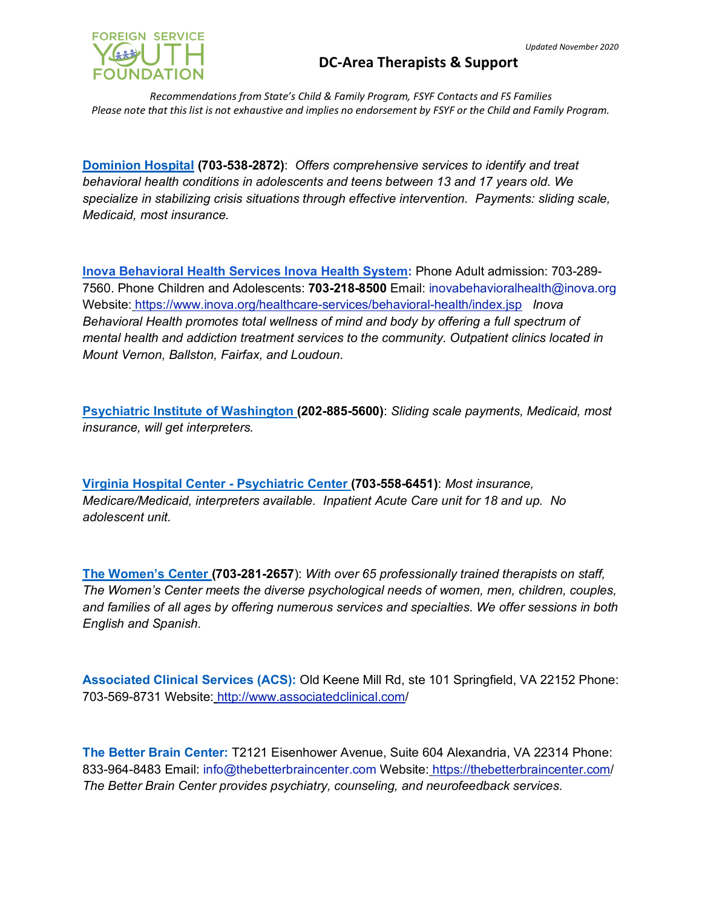Updated November 2020

# DC-Area Therapists & Support

*Recommendations from State's Child & Family Program, FSYF Contacts and FS Families*
*Please note that this list is not exhaustive and implies no endorsement by FSYF or the Child and Family Program.*

**Dominion Hospital (703-538-2872)**: *Offers comprehensive services to identify and treat behavioral health conditions in adolescents and teens between 13 and 17 years old. We specialize in stabilizing crisis situations through effective intervention. Payments: sliding scale, Medicaid, most insurance.*

**Inova Behavioral Health Services Inova Health System:** Phone Adult admission: 703-289-7560. Phone Children and Adolescents: **703-218-8500** Email: inovabehavioralhealth@inova.org Website: https://www.inova.org/healthcare-services/behavioral-health/index.jsp *Inova Behavioral Health promotes total wellness of mind and body by offering a full spectrum of mental health and addiction treatment services to the community. Outpatient clinics located in Mount Vernon, Ballston, Fairfax, and Loudoun.*

**Psychiatric Institute of Washington (202-885-5600)**: *Sliding scale payments, Medicaid, most insurance, will get interpreters.*

**Virginia Hospital Center - Psychiatric Center (703-558-6451)**: *Most insurance, Medicare/Medicaid, interpreters available. Inpatient Acute Care unit for 18 and up. No adolescent unit.*

**The Women's Center (703-281-2657)**: *With over 65 professionally trained therapists on staff, The Women's Center meets the diverse psychological needs of women, men, children, couples, and families of all ages by offering numerous services and specialties. We offer sessions in both English and Spanish.*

**Associated Clinical Services (ACS):** Old Keene Mill Rd, ste 101 Springfield, VA 22152 Phone: 703-569-8731 Website: http://www.associatedclinical.com/

**The Better Brain Center:** T2121 Eisenhower Avenue, Suite 604 Alexandria, VA 22314 Phone: 833-964-8483 Email: info@thebetterbraincenter.com Website: https://thebetterbraincenter.com/ *The Better Brain Center provides psychiatry, counseling, and neurofeedback services.*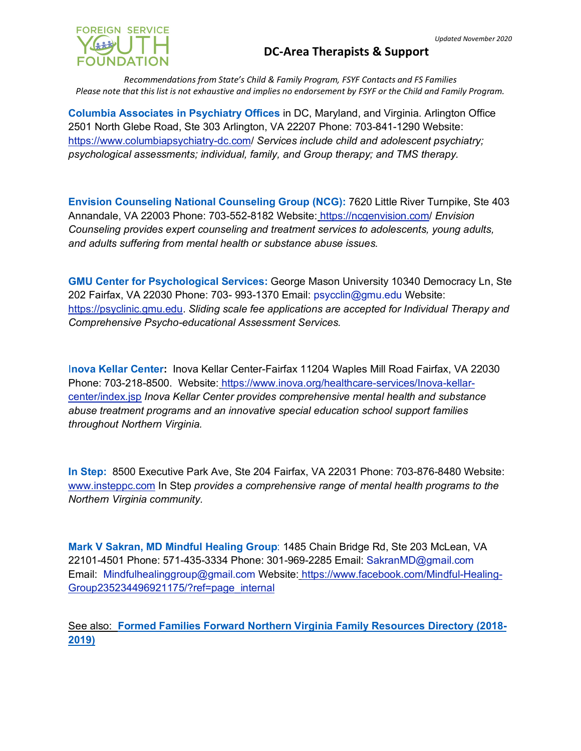*Updated November 2020*

FOREIGN SERVICE YOUTH FOUNDATION

# DC-Area Therapists & Support

*Recommendations from State's Child & Family Program, FSYF Contacts and FS Families*
*Please note that this list is not exhaustive and implies no endorsement by FSYF or the Child and Family Program.*

**Columbia Associates in Psychiatry Offices** in DC, Maryland, and Virginia. Arlington Office 2501 North Glebe Road, Ste 303 Arlington, VA 22207 Phone: 703-841-1290 Website: https://www.columbiapsychiatry-dc.com/ *Services include child and adolescent psychiatry; psychological assessments; individual, family, and Group therapy; and TMS therapy.*

**Envision Counseling National Counseling Group (NCG):** 7620 Little River Turnpike, Ste 403 Annandale, VA 22003 Phone: 703-552-8182 Website: https://ncgenvision.com/ *Envision Counseling provides expert counseling and treatment services to adolescents, young adults, and adults suffering from mental health or substance abuse issues.*

**GMU Center for Psychological Services:** George Mason University 10340 Democracy Ln, Ste 202 Fairfax, VA 22030 Phone: 703- 993-1370 Email: psycclin@gmu.edu Website: https://psyclinic.gmu.edu. *Sliding scale fee applications are accepted for Individual Therapy and Comprehensive Psycho-educational Assessment Services.*

**Inova Kellar Center:** Inova Kellar Center-Fairfax 11204 Waples Mill Road Fairfax, VA 22030 Phone: 703-218-8500. Website: https://www.inova.org/healthcare-services/Inova-kellar-center/index.jsp *Inova Kellar Center provides comprehensive mental health and substance abuse treatment programs and an innovative special education school support families throughout Northern Virginia.*

**In Step:** 8500 Executive Park Ave, Ste 204 Fairfax, VA 22031 Phone: 703-876-8480 Website: www.insteppc.com In Step *provides a comprehensive range of mental health programs to the Northern Virginia community.*

**Mark V Sakran, MD Mindful Healing Group**: 1485 Chain Bridge Rd, Ste 203 McLean, VA 22101-4501 Phone: 571-435-3334 Phone: 301-969-2285 Email: SakranMD@gmail.com Email: Mindfulhealinggroup@gmail.com Website: https://www.facebook.com/Mindful-Healing-Group235234496921175/?ref=page_internal

See also: **Formed Families Forward Northern Virginia Family Resources Directory (2018-2019)**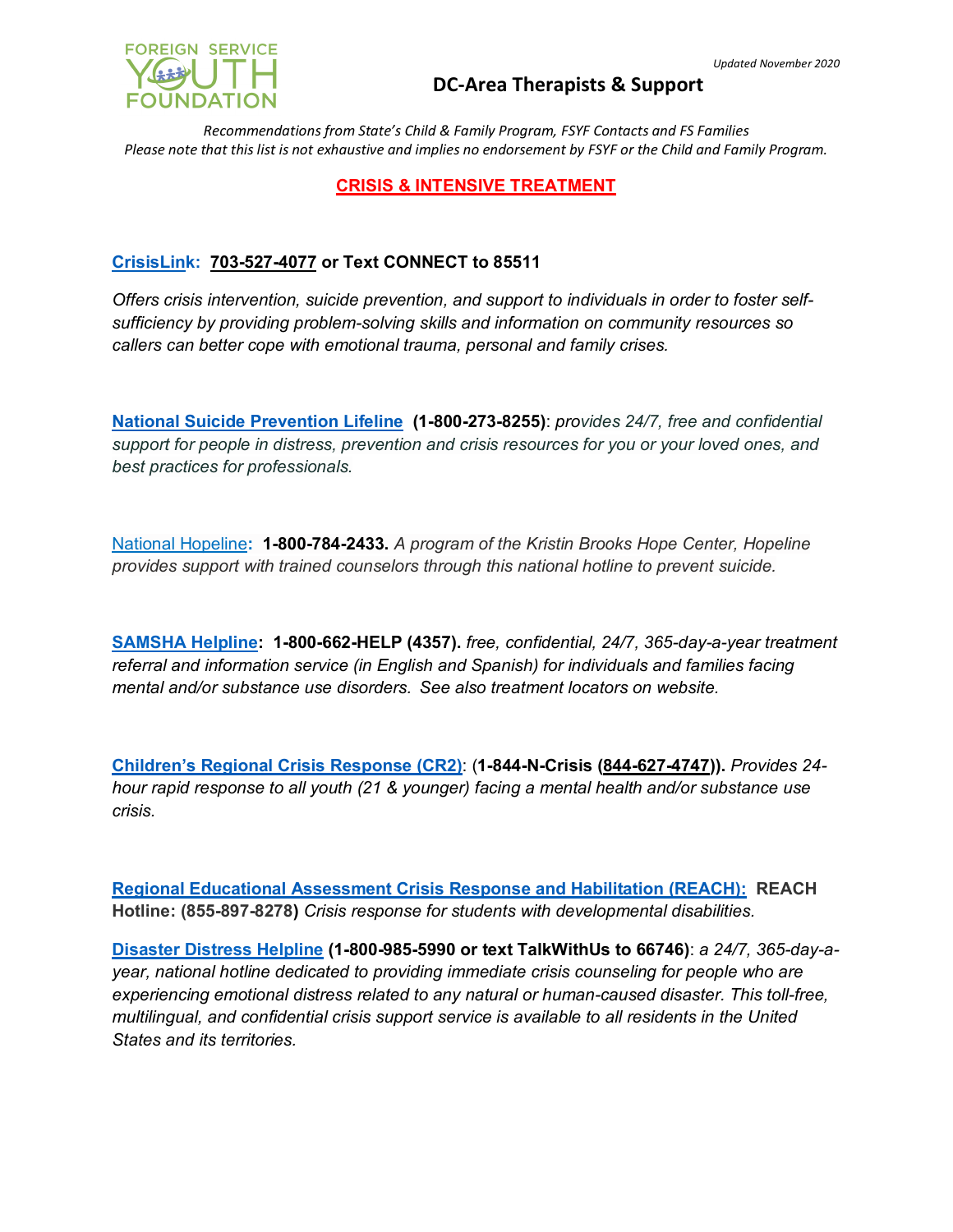Updated November 2020

# DC-Area Therapists & Support

*Recommendations from State's Child & Family Program, FSYF Contacts and FS Families*
*Please note that this list is not exhaustive and implies no endorsement by FSYF or the Child and Family Program.*

## CRISIS & INTENSIVE TREATMENT

**CrisisLink: 703-527-4077 or Text CONNECT to 85511**

*Offers crisis intervention, suicide prevention, and support to individuals in order to foster self-sufficiency by providing problem-solving skills and information on community resources so callers can better cope with emotional trauma, personal and family crises.*

**National Suicide Prevention Lifeline (1-800-273-8255)**: *provides 24/7, free and confidential support for people in distress, prevention and crisis resources for you or your loved ones, and best practices for professionals.*

National Hopeline**: 1-800-784-2433.** *A program of the Kristin Brooks Hope Center, Hopeline provides support with trained counselors through this national hotline to prevent suicide.*

**SAMSHA Helpline: 1-800-662-HELP (4357).** *free, confidential, 24/7, 365-day-a-year treatment referral and information service (in English and Spanish) for individuals and families facing mental and/or substance use disorders. See also treatment locators on website.*

**Children's Regional Crisis Response (CR2)**: (**1-844-N-Crisis (844-627-4747)).** *Provides 24-hour rapid response to all youth (21 & younger) facing a mental health and/or substance use crisis.*

**Regional Educational Assessment Crisis Response and Habilitation (REACH): REACH Hotline: (855-897-8278)** *Crisis response for students with developmental disabilities.*

**Disaster Distress Helpline (1-800-985-5990 or text TalkWithUs to 66746)**: *a 24/7, 365-day-a-year, national hotline dedicated to providing immediate crisis counseling for people who are experiencing emotional distress related to any natural or human-caused disaster. This toll-free, multilingual, and confidential crisis support service is available to all residents in the United States and its territories.*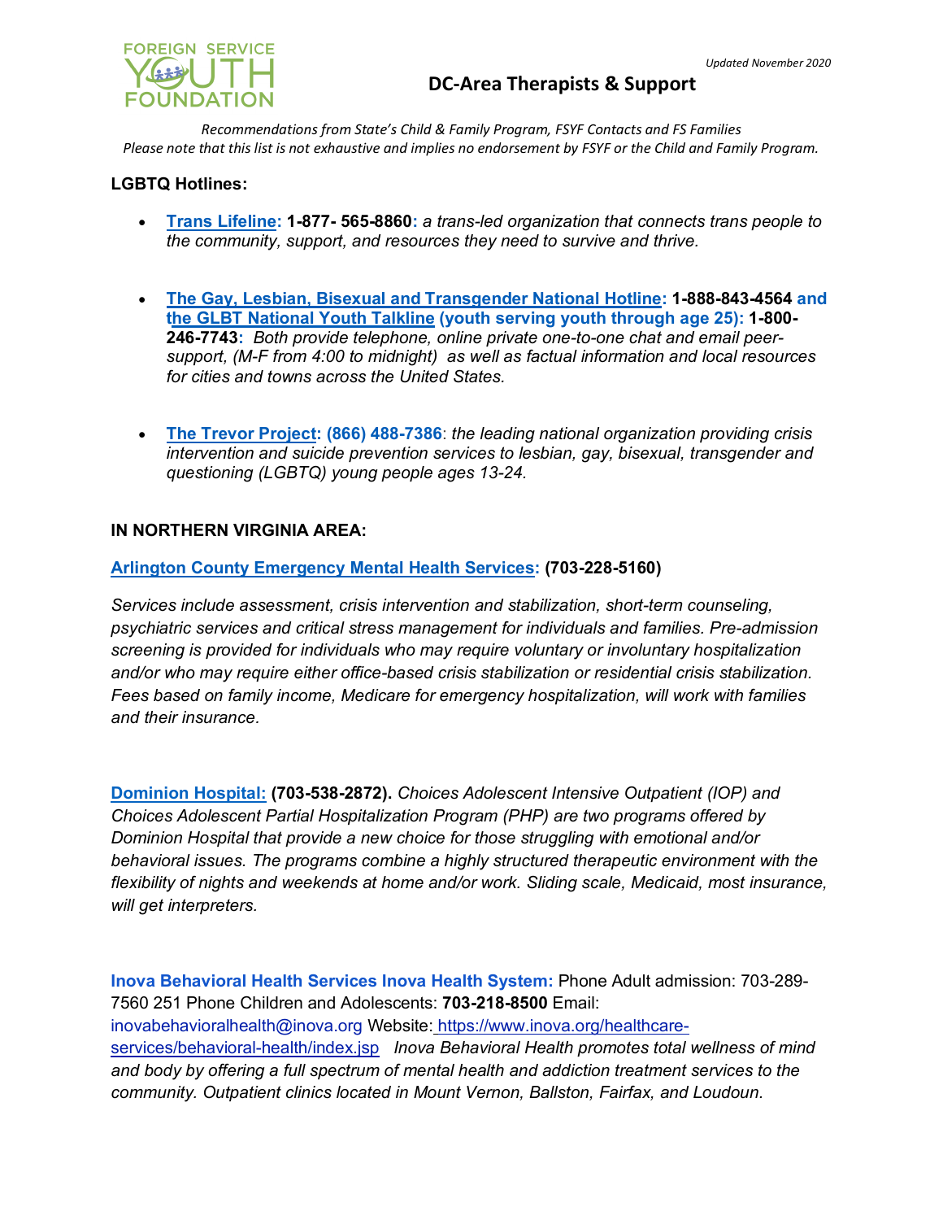Updated November 2020

# DC-Area Therapists & Support

*Recommendations from State's Child & Family Program, FSYF Contacts and FS Families*
*Please note that this list is not exhaustive and implies no endorsement by FSYF or the Child and Family Program.*

**LGBTQ Hotlines:**

- **Trans Lifeline: 1-877- 565-8860:** *a trans-led organization that connects trans people to the community, support, and resources they need to survive and thrive.*

- **The Gay, Lesbian, Bisexual and Transgender National Hotline: 1-888-843-4564 and the GLBT National Youth Talkline (youth serving youth through age 25): 1-800-246-7743:** *Both provide telephone, online private one-to-one chat and email peer-support, (M-F from 4:00 to midnight) as well as factual information and local resources for cities and towns across the United States.*

- **The Trevor Project: (866) 488-7386**: *the leading national organization providing crisis intervention and suicide prevention services to lesbian, gay, bisexual, transgender and questioning (LGBTQ) young people ages 13-24.*

**IN NORTHERN VIRGINIA AREA:**

**Arlington County Emergency Mental Health Services: (703-228-5160)**

*Services include assessment, crisis intervention and stabilization, short-term counseling, psychiatric services and critical stress management for individuals and families. Pre-admission screening is provided for individuals who may require voluntary or involuntary hospitalization and/or who may require either office-based crisis stabilization or residential crisis stabilization. Fees based on family income, Medicare for emergency hospitalization, will work with families and their insurance.*

**Dominion Hospital: (703-538-2872).** *Choices Adolescent Intensive Outpatient (IOP) and Choices Adolescent Partial Hospitalization Program (PHP) are two programs offered by Dominion Hospital that provide a new choice for those struggling with emotional and/or behavioral issues. The programs combine a highly structured therapeutic environment with the flexibility of nights and weekends at home and/or work. Sliding scale, Medicaid, most insurance, will get interpreters.*

**Inova Behavioral Health Services Inova Health System:** Phone Adult admission: 703-289-7560 251 Phone Children and Adolescents: **703-218-8500** Email: inovabehavioralhealth@inova.org Website: https://www.inova.org/healthcare-services/behavioral-health/index.jsp *Inova Behavioral Health promotes total wellness of mind and body by offering a full spectrum of mental health and addiction treatment services to the community. Outpatient clinics located in Mount Vernon, Ballston, Fairfax, and Loudoun.*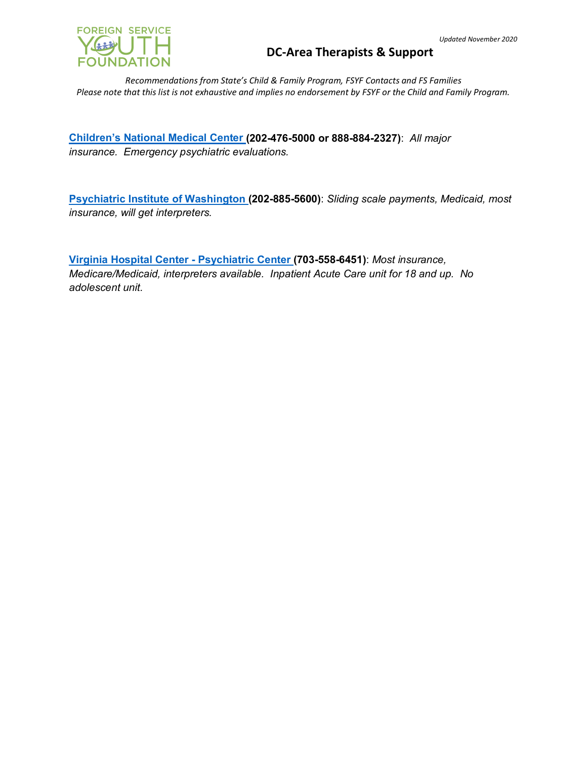FOREIGN SERVICE YOUTH FOUNDATION

*Updated November 2020*

## DC-Area Therapists & Support

*Recommendations from State's Child & Family Program, FSYF Contacts and FS Families*
*Please note that this list is not exhaustive and implies no endorsement by FSYF or the Child and Family Program.*

**Children's National Medical Center (202-476-5000 or 888-884-2327)**: *All major insurance. Emergency psychiatric evaluations.*

**Psychiatric Institute of Washington (202-885-5600)**: *Sliding scale payments, Medicaid, most insurance, will get interpreters.*

**Virginia Hospital Center - Psychiatric Center (703-558-6451)**: *Most insurance, Medicare/Medicaid, interpreters available. Inpatient Acute Care unit for 18 and up. No adolescent unit.*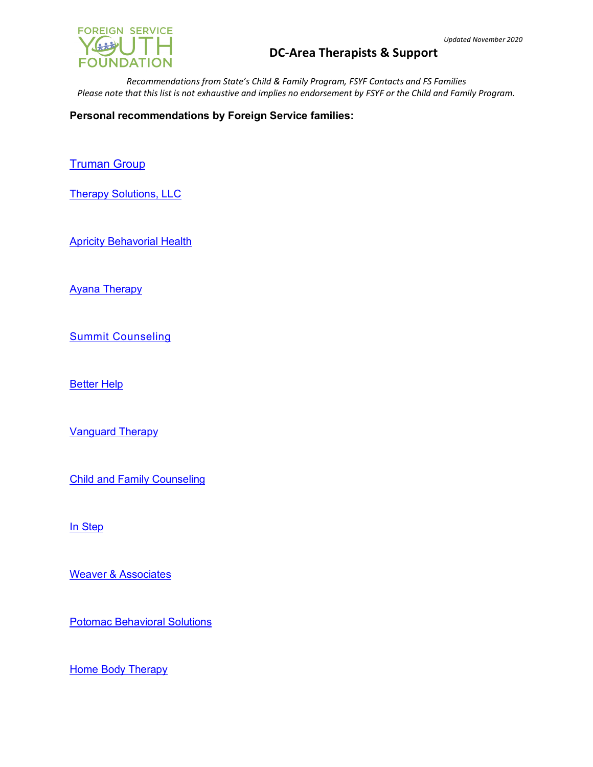FOREIGN SERVICE YOUTH FOUNDATION

*Updated November 2020*

# DC-Area Therapists & Support

*Recommendations from State's Child & Family Program, FSYF Contacts and FS Families*
*Please note that this list is not exhaustive and implies no endorsement by FSYF or the Child and Family Program.*

**Personal recommendations by Foreign Service families:**

Truman Group

Therapy Solutions, LLC

Apricity Behavorial Health

Ayana Therapy

Summit Counseling

Better Help

Vanguard Therapy

Child and Family Counseling

In Step

Weaver & Associates

Potomac Behavioral Solutions

Home Body Therapy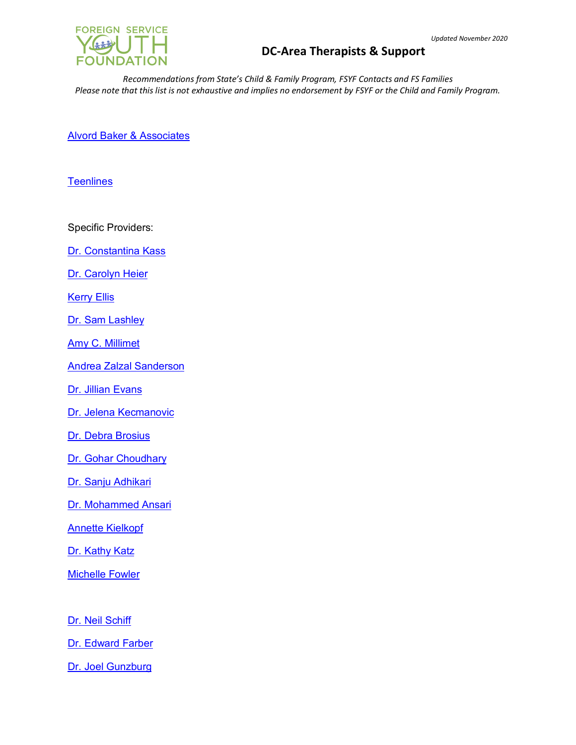Updated November 2020

# DC-Area Therapists & Support

*Recommendations from State's Child & Family Program, FSYF Contacts and FS Families*
*Please note that this list is not exhaustive and implies no endorsement by FSYF or the Child and Family Program.*

Alvord Baker & Associates

Teenlines

Specific Providers:

Dr. Constantina Kass

Dr. Carolyn Heier

Kerry Ellis

Dr. Sam Lashley

Amy C. Millimet

Andrea Zalzal Sanderson

Dr. Jillian Evans

Dr. Jelena Kecmanovic

Dr. Debra Brosius

Dr. Gohar Choudhary

Dr. Sanju Adhikari

Dr. Mohammed Ansari

Annette Kielkopf

Dr. Kathy Katz

Michelle Fowler

Dr. Neil Schiff

Dr. Edward Farber

Dr. Joel Gunzburg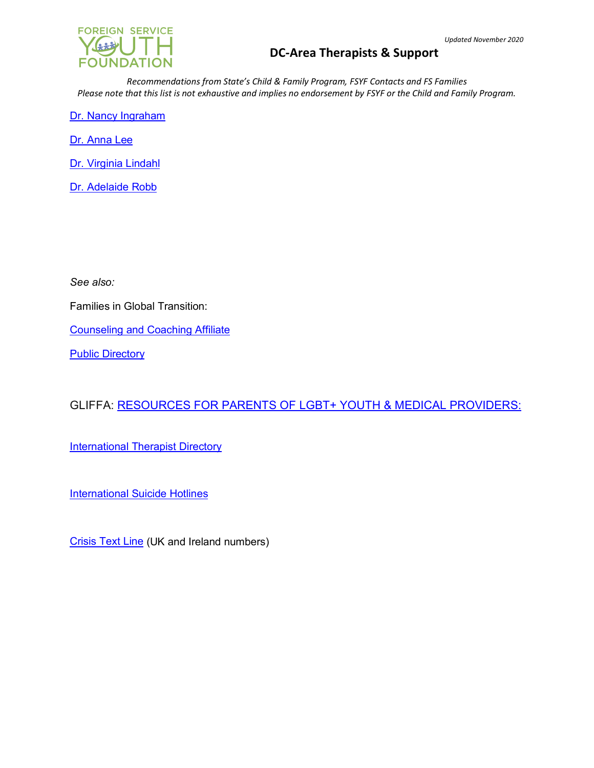## DC-Area Therapists & Support

*Updated November 2020*

*Recommendations from State's Child & Family Program, FSYF Contacts and FS Families*
*Please note that this list is not exhaustive and implies no endorsement by FSYF or the Child and Family Program.*

Dr. Nancy Ingraham

Dr. Anna Lee

Dr. Virginia Lindahl

Dr. Adelaide Robb

*See also:*

Families in Global Transition:

Counseling and Coaching Affiliate

Public Directory

GLIFFA: RESOURCES FOR PARENTS OF LGBT+ YOUTH & MEDICAL PROVIDERS:

International Therapist Directory

International Suicide Hotlines

Crisis Text Line (UK and Ireland numbers)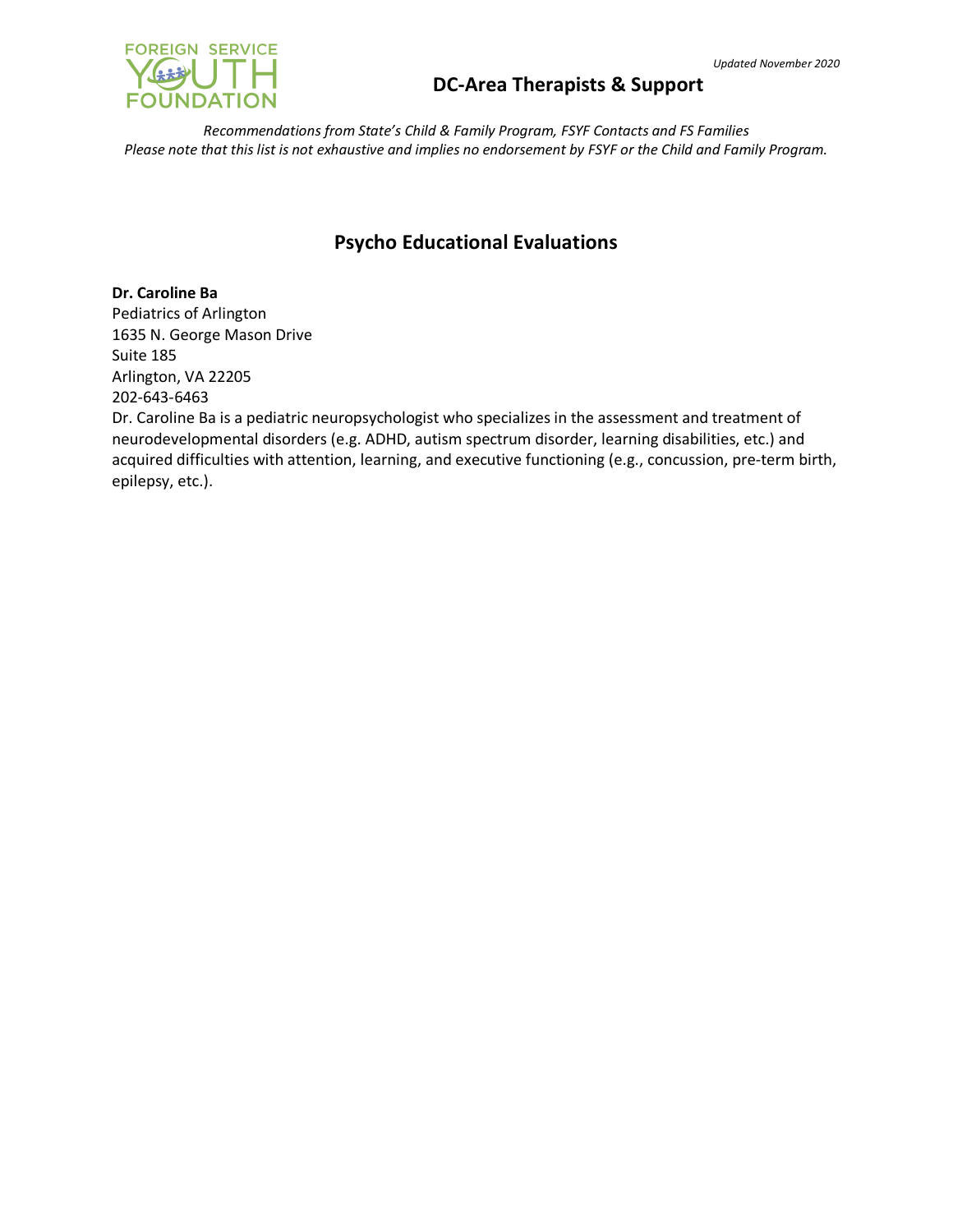## Psycho Educational Evaluations

**Dr. Caroline Ba**
Pediatrics of Arlington
1635 N. George Mason Drive
Suite 185
Arlington, VA 22205
202-643-6463
Dr. Caroline Ba is a pediatric neuropsychologist who specializes in the assessment and treatment of neurodevelopmental disorders (e.g. ADHD, autism spectrum disorder, learning disabilities, etc.) and acquired difficulties with attention, learning, and executive functioning (e.g., concussion, pre-term birth, epilepsy, etc.).